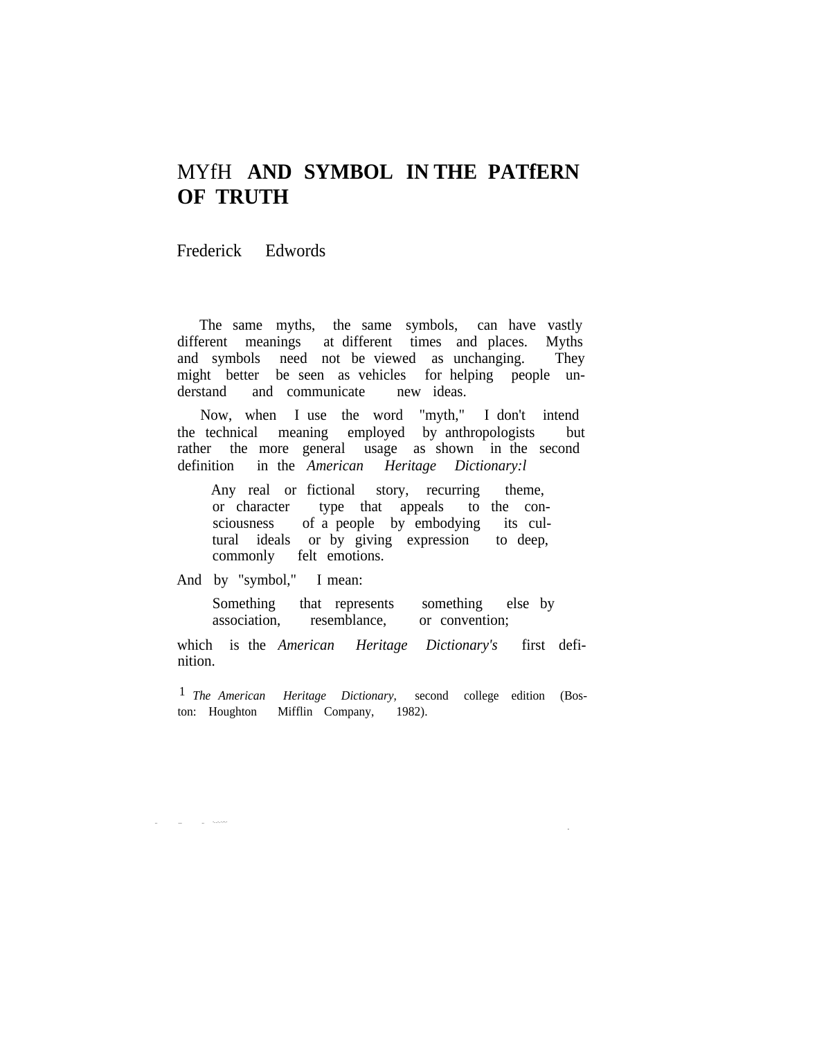# MYTH AND SYMBOL IN THE PATTERN OF TRUTH

Frederick Edwords

The same myths, the same symbols, can have vastly different meanings at different times and places. Myths and symbols need not be viewed as unchanging. They might better be seen as vehicles for helping people understand and communicate new ideas.

Now, when I use the word "myth," I don't intend the technical meaning employed by anthropologists but rather the more general usage as shown in the second definition in the *American Heritage Dictionary*:[1]

> Any real or fictional story, recurring theme, or character type that appeals to the consciousness of a people by embodying its cultural ideals or by giving expression to deep, commonly felt emotions.

And by "symbol," I mean:

> Something that represents something else by association, resemblance, or convention;

which is the *American Heritage Dictionary's* first definition.

[1] *The American Heritage Dictionary,* second college edition (Boston: Houghton Mifflin Company, 1982).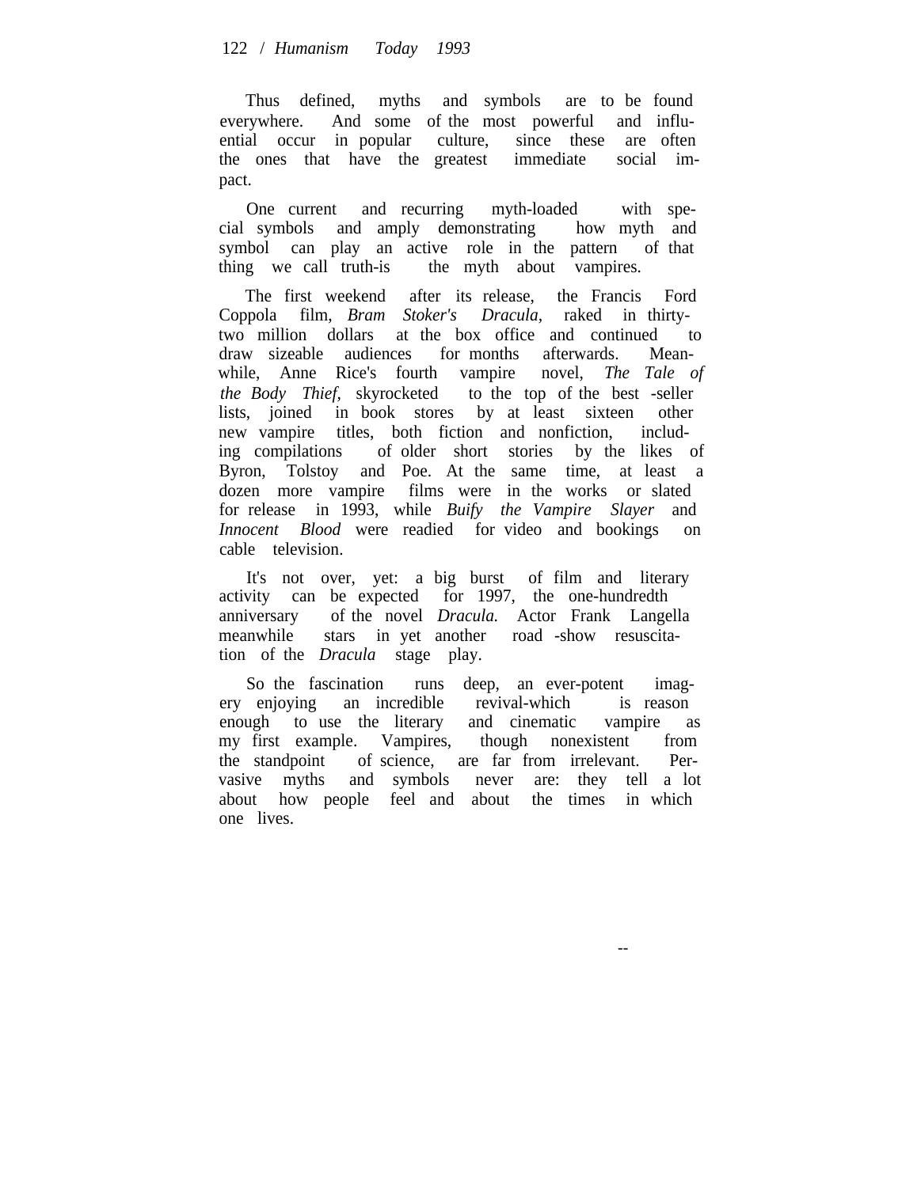Thus defined, myths and symbols are to be found everywhere. And some of the most powerful and influential occur in popular culture, since these are often the ones that have the greatest immediate social impact.

One current and recurring myth-loaded with special symbols and amply demonstrating how myth and symbol can play an active role in the pattern of that thing we call truth-is the myth about vampires.

The first weekend after its release, the Francis Ford Coppola film, *Bram Stoker's Dracula,* raked in thirty-two million dollars at the box office and continued to draw sizeable audiences for months afterwards. Meanwhile, Anne Rice's fourth vampire novel, *The Tale of the Body Thief,* skyrocketed to the top of the best -seller lists, joined in book stores by at least sixteen other new vampire titles, both fiction and nonfiction, including compilations of older short stories by the likes of Byron, Tolstoy and Poe. At the same time, at least a dozen more vampire films were in the works or slated for release in 1993, while *Buify the Vampire Slayer* and *Innocent Blood* were readied for video and bookings on cable television.

It's not over, yet: a big burst of film and literary activity can be expected for 1997, the one-hundredth anniversary of the novel *Dracula.* Actor Frank Langella meanwhile stars in yet another road -show resuscitation of the *Dracula* stage play.

So the fascination runs deep, an ever-potent imagery enjoying an incredible revival-which is reason enough to use the literary and cinematic vampire as my first example. Vampires, though nonexistent from the standpoint of science, are far from irrelevant. Pervasive myths and symbols never are: they tell a lot about how people feel and about the times in which one lives.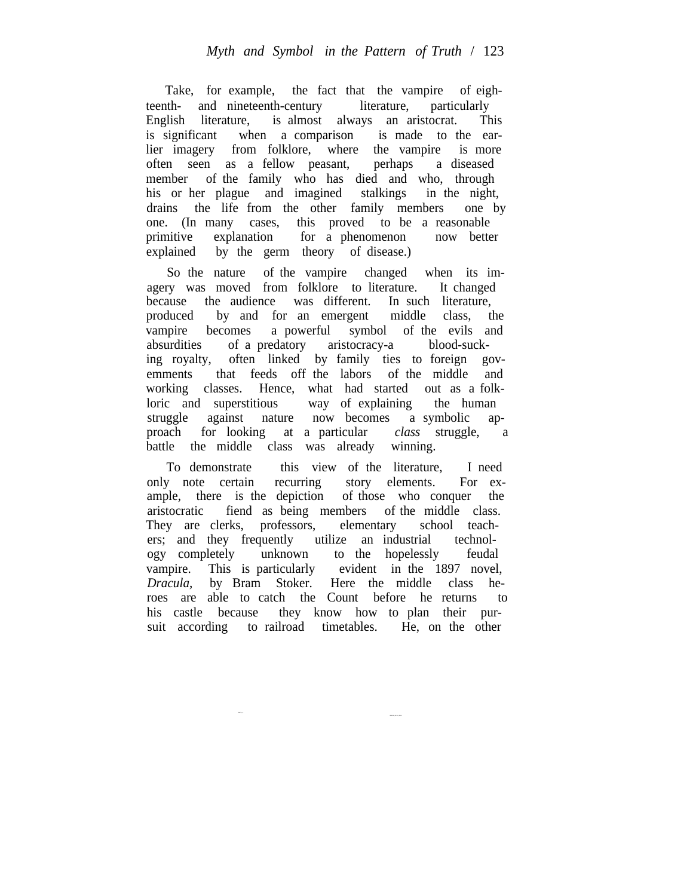Take, for example, the fact that the vampire of eighteenth- and nineteenth-century literature, particularly English literature, is almost always an aristocrat. This is significant when a comparison is made to the earlier imagery from folklore, where the vampire is more often seen as a fellow peasant, perhaps a diseased member of the family who has died and who, through his or her plague and imagined stalkings in the night, drains the life from the other family members one by one. (In many cases, this proved to be a reasonable primitive explanation for a phenomenon now better explained by the germ theory of disease.)

So the nature of the vampire changed when its imagery was moved from folklore to literature. It changed because the audience was different. In such literature, produced by and for an emergent middle class, the vampire becomes a powerful symbol of the evils and absurdities of a predatory aristocracy-a blood-sucking royalty, often linked by family ties to foreign govemments that feeds off the labors of the middle and working classes. Hence, what had started out as a folkloric and superstitious way of explaining the human struggle against nature now becomes a symbolic approach for looking at a particular *class* struggle, a battle the middle class was already winning.

To demonstrate this view of the literature, I need only note certain recurring story elements. For example, there is the depiction of those who conquer the aristocratic fiend as being members of the middle class. They are clerks, professors, elementary school teachers; and they frequently utilize an industrial technology completely unknown to the hopelessly feudal vampire. This is particularly evident in the 1897 novel, *Dracula*, by Bram Stoker. Here the middle class heroes are able to catch the Count before he returns to his castle because they know how to plan their pursuit according to railroad timetables. He, on the other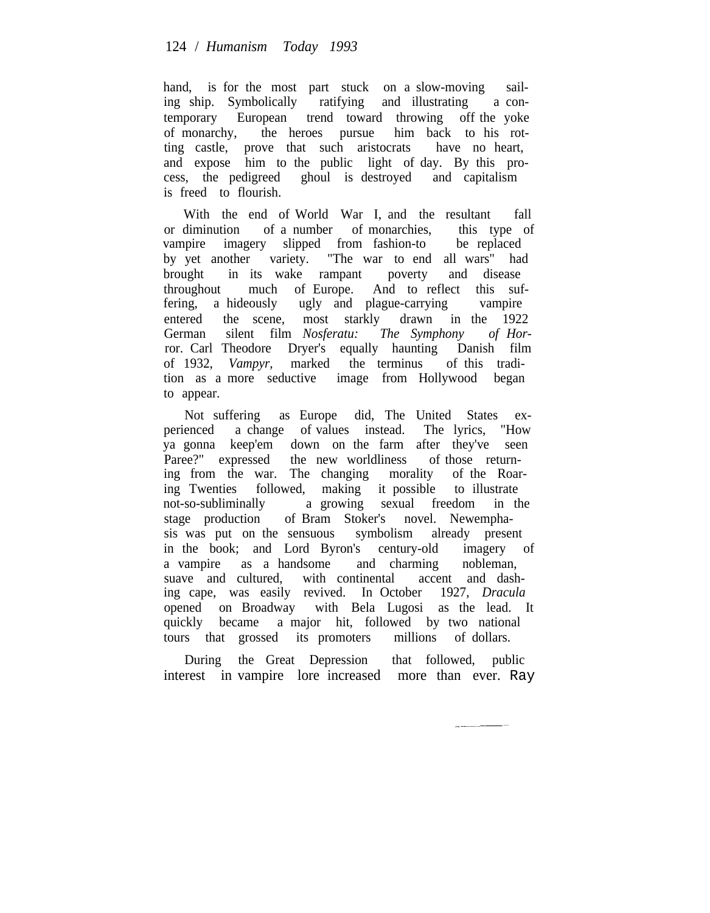hand, is for the most part stuck on a slow-moving sailing ship. Symbolically ratifying and illustrating a contemporary European trend toward throwing off the yoke of monarchy, the heroes pursue him back to his rotting castle, prove that such aristocrats have no heart, and expose him to the public light of day. By this process, the pedigreed ghoul is destroyed and capitalism is freed to flourish.

With the end of World War I, and the resultant fall or diminution of a number of monarchies, this type of vampire imagery slipped from fashion-to be replaced by yet another variety. "The war to end all wars" had brought in its wake rampant poverty and disease throughout much of Europe. And to reflect this suffering, a hideously ugly and plague-carrying vampire entered the scene, most starkly drawn in the 1922 German silent film *Nosferatu: The Symphony of Horror*. Carl Theodore Dryer's equally haunting Danish film of 1932, *Vampyr*, marked the terminus of this tradition as a more seductive image from Hollywood began to appear.

Not suffering as Europe did, The United States experienced a change of values instead. The lyrics, "How ya gonna keep'em down on the farm after they've seen Paree?" expressed the new worldliness of those returning from the war. The changing morality of the Roaring Twenties followed, making it possible to illustrate not-so-subliminally a growing sexual freedom in the stage production of Bram Stoker's novel. New emphasis was put on the sensuous symbolism already present in the book; and Lord Byron's century-old imagery of a vampire as a handsome and charming nobleman, suave and cultured, with continental accent and dashing cape, was easily revived. In October 1927, *Dracula* opened on Broadway with Bela Lugosi as the lead. It quickly became a major hit, followed by two national tours that grossed its promoters millions of dollars.

During the Great Depression that followed, public interest in vampire lore increased more than ever. Ray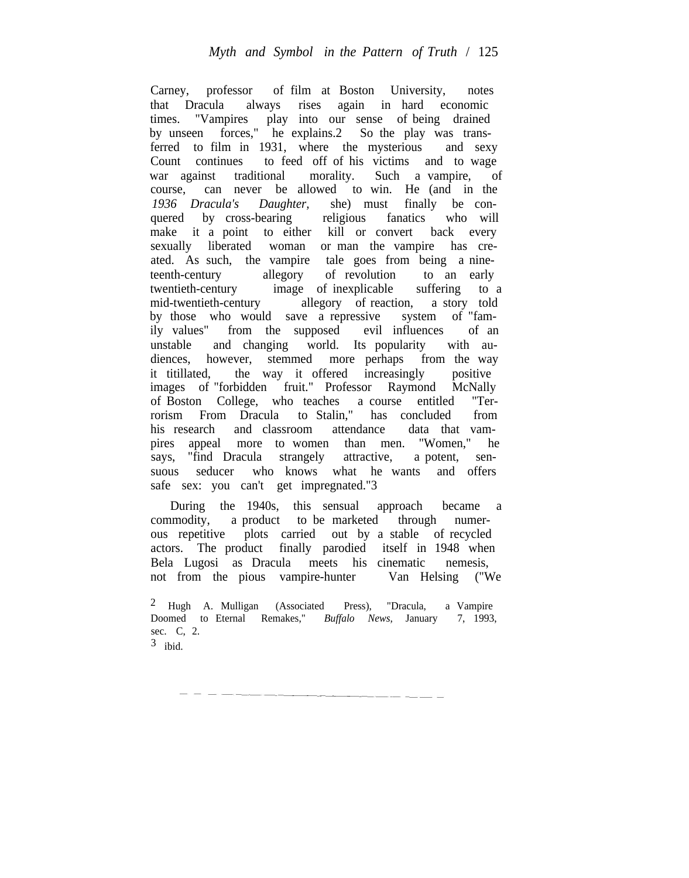Carney, professor of film at Boston University, notes that Dracula always rises again in hard economic times. "Vampires play into our sense of being drained by unseen forces," he explains.[2] So the play was transferred to film in 1931, where the mysterious and sexy Count continues to feed off of his victims and to wage war against traditional morality. Such a vampire, of course, can never be allowed to win. He (and in the *1936 Dracula's Daughter,* she) must finally be conquered by cross-bearing religious fanatics who will make it a point to either kill or convert back every sexually liberated woman or man the vampire has created. As such, the vampire tale goes from being a nineteenth-century allegory of revolution to an early twentieth-century image of inexplicable suffering to a mid-twentieth-century allegory of reaction, a story told by those who would save a repressive system of "family values" from the supposed evil influences of an unstable and changing world. Its popularity with audiences, however, stemmed more perhaps from the way it titillated, the way it offered increasingly positive images of "forbidden fruit." Professor Raymond McNally of Boston College, who teaches a course entitled "Terrorism From Dracula to Stalin," has concluded from his research and classroom attendance data that vampires appeal more to women than men. "Women," he says, "find Dracula strangely attractive, a potent, sensuous seducer who knows what he wants and offers safe sex: you can't get impregnated."[3]

During the 1940s, this sensual approach became a commodity, a product to be marketed through numerous repetitive plots carried out by a stable of recycled actors. The product finally parodied itself in 1948 when Bela Lugosi as Dracula meets his cinematic nemesis, not from the pious vampire-hunter Van Helsing ("We

[2] Hugh A. Mulligan (Associated Press), "Dracula, a Vampire Doomed to Eternal Remakes," *Buffalo News,* January 7, 1993, sec. C, 2.

[3] ibid.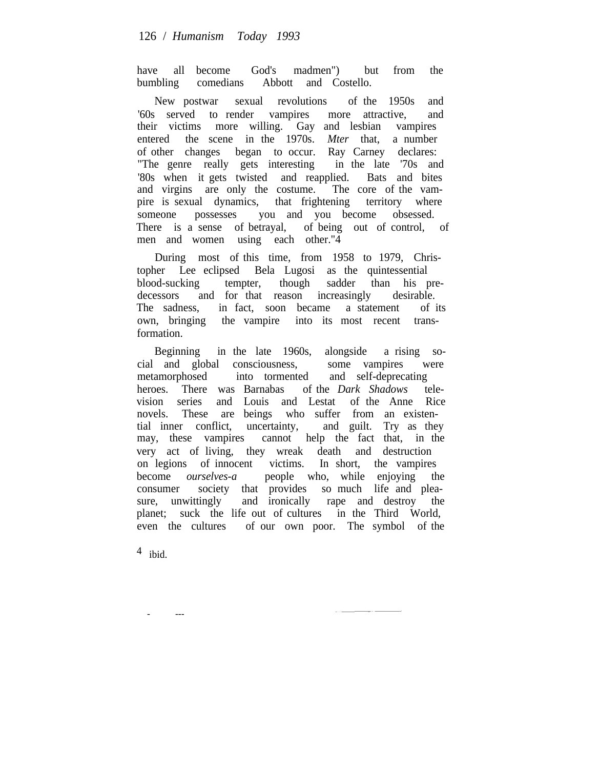have all become God's madmen") but from the bumbling comedians Abbott and Costello.

New postwar sexual revolutions of the 1950s and '60s served to render vampires more attractive, and their victims more willing. Gay and lesbian vampires entered the scene in the 1970s. *Mter* that, a number of other changes began to occur. Ray Carney declares: "The genre really gets interesting in the late '70s and '80s when it gets twisted and reapplied. Bats and bites and virgins are only the costume. The core of the vampire is sexual dynamics, that frightening territory where someone possesses you and you become obsessed. There is a sense of betrayal, of being out of control, of men and women using each other."[4]

During most of this time, from 1958 to 1979, Christopher Lee eclipsed Bela Lugosi as the quintessential blood-sucking tempter, though sadder than his predecessors and for that reason increasingly desirable. The sadness, in fact, soon became a statement of its own, bringing the vampire into its most recent transformation.

Beginning in the late 1960s, alongside a rising social and global consciousness, some vampires were metamorphosed into tormented and self-deprecating heroes. There was Barnabas of the *Dark Shadows* television series and Louis and Lestat of the Anne Rice novels. These are beings who suffer from an existential inner conflict, uncertainty, and guilt. Try as they may, these vampires cannot help the fact that, in the very act of living, they wreak death and destruction on legions of innocent victims. In short, the vampires become *ourselves-a* people who, while enjoying the consumer society that provides so much life and pleasure, unwittingly and ironically rape and destroy the planet; suck the life out of cultures in the Third World, even the cultures of our own poor. The symbol of the

[4] ibid.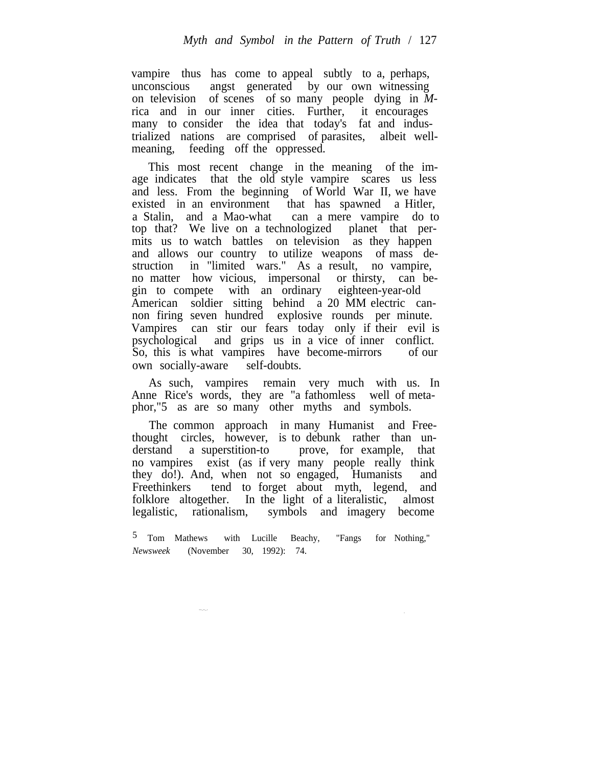vampire thus has come to appeal subtly to a, perhaps, unconscious angst generated by our own witnessing on television of scenes of so many people dying in *M*-rica and in our inner cities. Further, it encourages many to consider the idea that today's fat and industrialized nations are comprised of parasites, albeit well-meaning, feeding off the oppressed.

This most recent change in the meaning of the image indicates that the old style vampire scares us less and less. From the beginning of World War II, we have existed in an environment that has spawned a Hitler, a Stalin, and a Mao-what can a mere vampire do to top that? We live on a technologized planet that permits us to watch battles on television as they happen and allows our country to utilize weapons of mass destruction in "limited wars." As a result, no vampire, no matter how vicious, impersonal or thirsty, can begin to compete with an ordinary eighteen-year-old American soldier sitting behind a 20 MM electric cannon firing seven hundred explosive rounds per minute. Vampires can stir our fears today only if their evil is psychological and grips us in a vice of inner conflict. So, this is what vampires have become-mirrors of our own socially-aware self-doubts.

As such, vampires remain very much with us. In Anne Rice's words, they are "a fathomless well of metaphor,"[5] as are so many other myths and symbols.

The common approach in many Humanist and Freethought circles, however, is to debunk rather than understand a superstition-to prove, for example, that no vampires exist (as if very many people really think they do!). And, when not so engaged, Humanists and Freethinkers tend to forget about myth, legend, and folklore altogether. In the light of a literalistic, almost legalistic, rationalism, symbols and imagery become

[5] Tom Mathews with Lucille Beachy, "Fangs for Nothing," *Newsweek* (November 30, 1992): 74.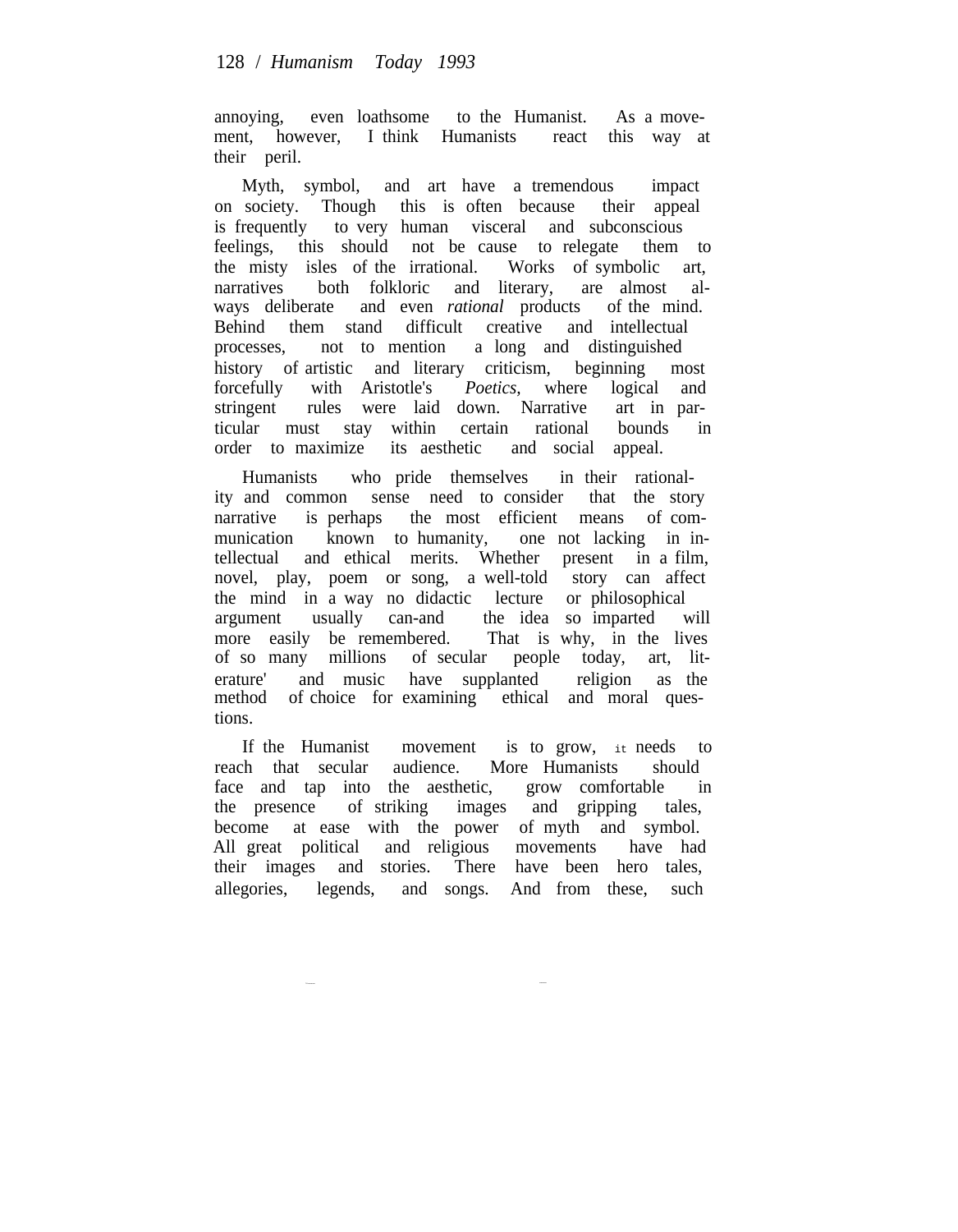annoying, even loathsome to the Humanist. As a movement, however, I think Humanists react this way at their peril.

Myth, symbol, and art have a tremendous impact on society. Though this is often because their appeal is frequently to very human visceral and subconscious feelings, this should not be cause to relegate them to the misty isles of the irrational. Works of symbolic art, narratives both folkloric and literary, are almost always deliberate and even *rational* products of the mind. Behind them stand difficult creative and intellectual processes, not to mention a long and distinguished history of artistic and literary criticism, beginning most forcefully with Aristotle's *Poetics*, where logical and stringent rules were laid down. Narrative art in particular must stay within certain rational bounds in order to maximize its aesthetic and social appeal.

Humanists who pride themselves in their rationality and common sense need to consider that the story narrative is perhaps the most efficient means of communication known to humanity, one not lacking in intellectual and ethical merits. Whether present in a film, novel, play, poem or song, a well-told story can affect the mind in a way no didactic lecture or philosophical argument usually can-and the idea so imparted will more easily be remembered. That is why, in the lives of so many millions of secular people today, art, literature' and music have supplanted religion as the method of choice for examining ethical and moral questions.

If the Humanist movement is to grow, it needs to reach that secular audience. More Humanists should face and tap into the aesthetic, grow comfortable in the presence of striking images and gripping tales, become at ease with the power of myth and symbol. All great political and religious movements have had their images and stories. There have been hero tales, allegories, legends, and songs. And from these, such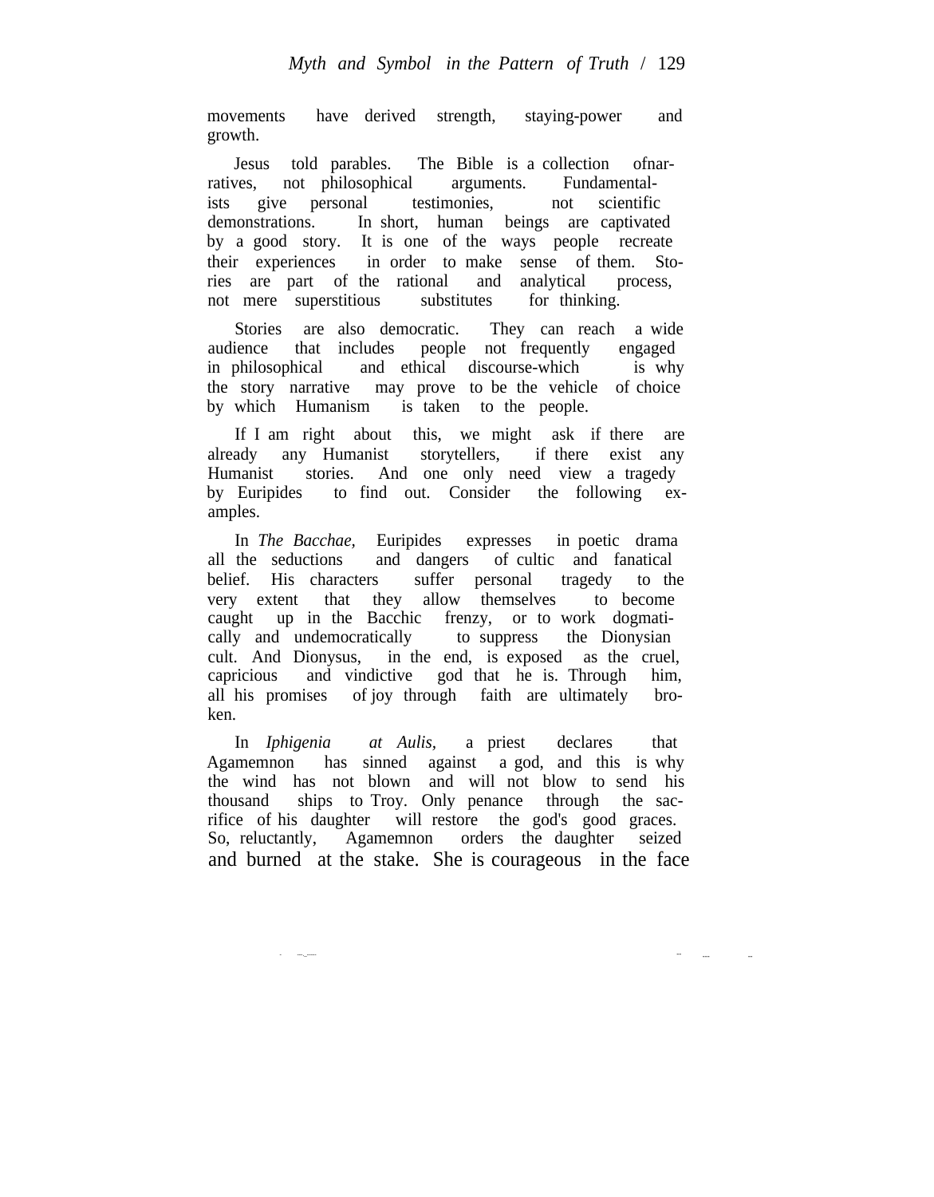movements have derived strength, staying-power and growth.

Jesus told parables. The Bible is a collection ofnarratives, not philosophical arguments. Fundamentalists give personal testimonies, not scientific demonstrations. In short, human beings are captivated by a good story. It is one of the ways people recreate their experiences in order to make sense of them. Stories are part of the rational and analytical process, not mere superstitious substitutes for thinking.

Stories are also democratic. They can reach a wide audience that includes people not frequently engaged in philosophical and ethical discourse-which is why the story narrative may prove to be the vehicle of choice by which Humanism is taken to the people.

If I am right about this, we might ask if there are already any Humanist storytellers, if there exist any Humanist stories. And one only need view a tragedy by Euripides to find out. Consider the following examples.

In *The Bacchae*, Euripides expresses in poetic drama all the seductions and dangers of cultic and fanatical belief. His characters suffer personal tragedy to the very extent that they allow themselves to become caught up in the Bacchic frenzy, or to work dogmatically and undemocratically to suppress the Dionysian cult. And Dionysus, in the end, is exposed as the cruel, capricious and vindictive god that he is. Through him, all his promises of joy through faith are ultimately broken.

In *Iphigenia at Aulis*, a priest declares that Agamemnon has sinned against a god, and this is why the wind has not blown and will not blow to send his thousand ships to Troy. Only penance through the sacrifice of his daughter will restore the god's good graces. So, reluctantly, Agamemnon orders the daughter seized and burned at the stake. She is courageous in the face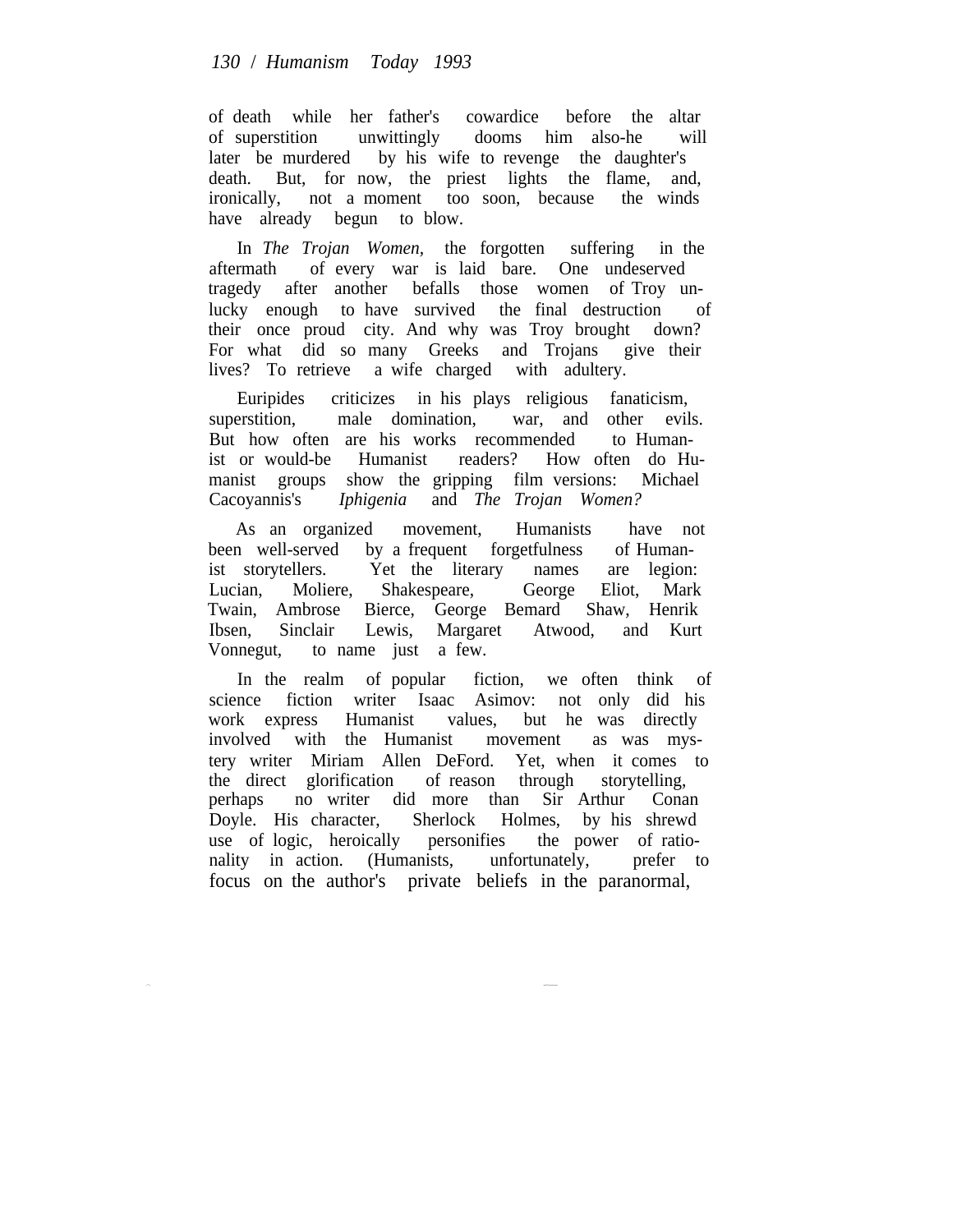of death while her father's cowardice before the altar of superstition unwittingly dooms him also-he will later be murdered by his wife to revenge the daughter's death. But, for now, the priest lights the flame, and, ironically, not a moment too soon, because the winds have already begun to blow.

In *The Trojan Women*, the forgotten suffering in the aftermath of every war is laid bare. One undeserved tragedy after another befalls those women of Troy unlucky enough to have survived the final destruction of their once proud city. And why was Troy brought down? For what did so many Greeks and Trojans give their lives? To retrieve a wife charged with adultery.

Euripides criticizes in his plays religious fanaticism, superstition, male domination, war, and other evils. But how often are his works recommended to Humanist or would-be Humanist readers? How often do Humanist groups show the gripping film versions: Michael Cacoyannis's *Iphigenia* and *The Trojan Women?*

As an organized movement, Humanists have not been well-served by a frequent forgetfulness of Humanist storytellers. Yet the literary names are legion: Lucian, Moliere, Shakespeare, George Eliot, Mark Twain, Ambrose Bierce, George Bemard Shaw, Henrik Ibsen, Sinclair Lewis, Margaret Atwood, and Kurt Vonnegut, to name just a few.

In the realm of popular fiction, we often think of science fiction writer Isaac Asimov: not only did his work express Humanist values, but he was directly involved with the Humanist movement as was mystery writer Miriam Allen DeFord. Yet, when it comes to the direct glorification of reason through storytelling, perhaps no writer did more than Sir Arthur Conan Doyle. His character, Sherlock Holmes, by his shrewd use of logic, heroically personifies the power of rationality in action. (Humanists, unfortunately, prefer to focus on the author's private beliefs in the paranormal,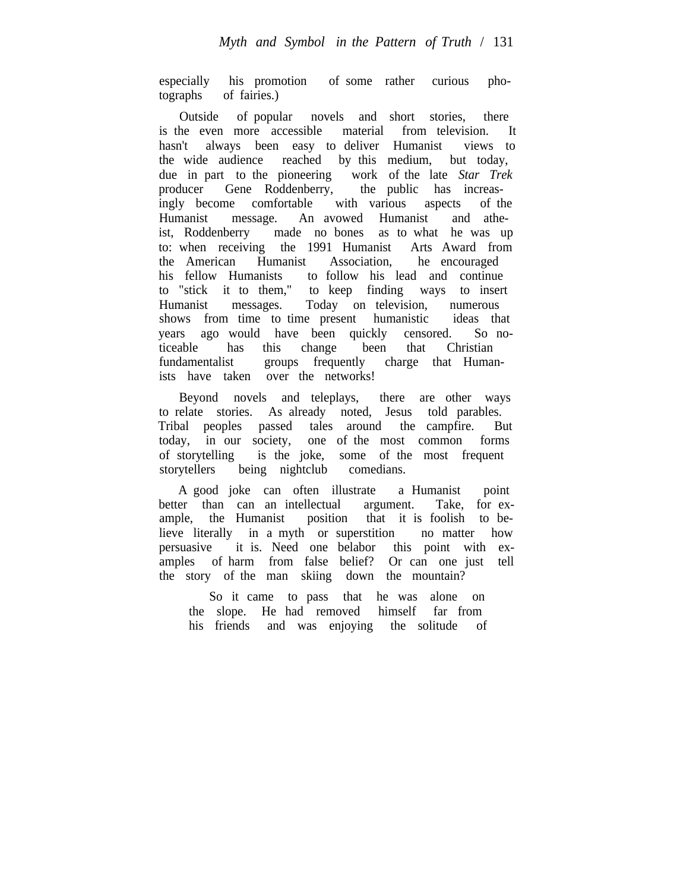especially his promotion of some rather curious photographs of fairies.)

Outside of popular novels and short stories, there is the even more accessible material from television. It hasn't always been easy to deliver Humanist views to the wide audience reached by this medium, but today, due in part to the pioneering work of the late *Star Trek* producer Gene Roddenberry, the public has increasingly become comfortable with various aspects of the Humanist message. An avowed Humanist and atheist, Roddenberry made no bones as to what he was up to: when receiving the 1991 Humanist Arts Award from the American Humanist Association, he encouraged his fellow Humanists to follow his lead and continue to "stick it to them," to keep finding ways to insert Humanist messages. Today on television, numerous shows from time to time present humanistic ideas that years ago would have been quickly censored. So noticeable has this change been that Christian fundamentalist groups frequently charge that Humanists have taken over the networks!

Beyond novels and teleplays, there are other ways to relate stories. As already noted, Jesus told parables. Tribal peoples passed tales around the campfire. But today, in our society, one of the most common forms of storytelling is the joke, some of the most frequent storytellers being nightclub comedians.

A good joke can often illustrate a Humanist point better than can an intellectual argument. Take, for example, the Humanist position that it is foolish to believe literally in a myth or superstition no matter how persuasive it is. Need one belabor this point with examples of harm from false belief? Or can one just tell the story of the man skiing down the mountain?

> So it came to pass that he was alone on the slope. He had removed himself far from his friends and was enjoying the solitude of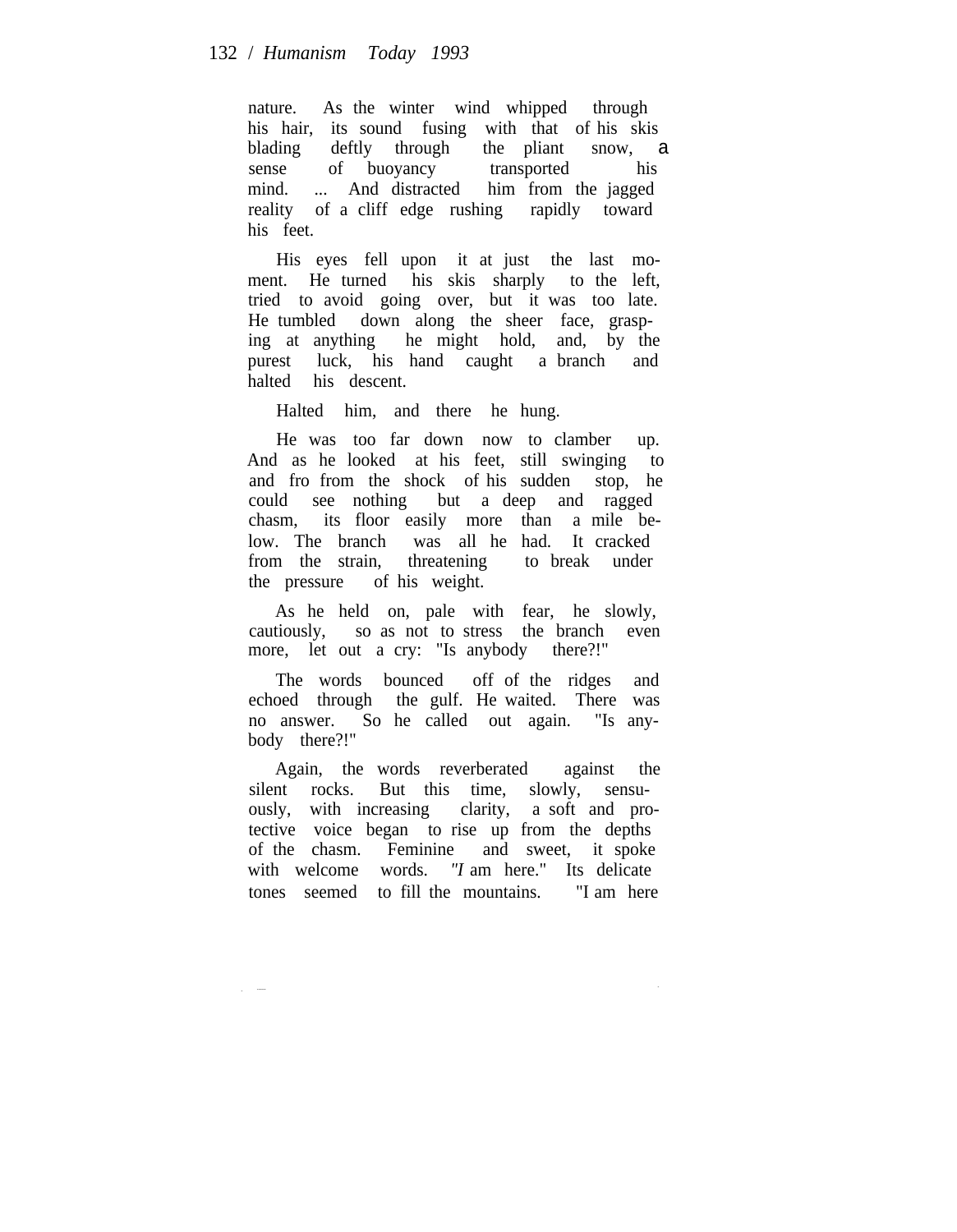nature. As the winter wind whipped through his hair, its sound fusing with that of his skis blading deftly through the pliant snow, a sense of buoyancy transported his mind. ... And distracted him from the jagged reality of a cliff edge rushing rapidly toward his feet.

His eyes fell upon it at just the last moment. He turned his skis sharply to the left, tried to avoid going over, but it was too late. He tumbled down along the sheer face, grasping at anything he might hold, and, by the purest luck, his hand caught a branch and halted his descent.

Halted him, and there he hung.

He was too far down now to clamber up. And as he looked at his feet, still swinging to and fro from the shock of his sudden stop, he could see nothing but a deep and ragged chasm, its floor easily more than a mile below. The branch was all he had. It cracked from the strain, threatening to break under the pressure of his weight.

As he held on, pale with fear, he slowly, cautiously, so as not to stress the branch even more, let out a cry: "Is anybody there?!"

The words bounced off of the ridges and echoed through the gulf. He waited. There was no answer. So he called out again. "Is anybody there?!"

Again, the words reverberated against the silent rocks. But this time, slowly, sensuously, with increasing clarity, a soft and protective voice began to rise up from the depths of the chasm. Feminine and sweet, it spoke with welcome words. "*I* am here." Its delicate tones seemed to fill the mountains. "I am here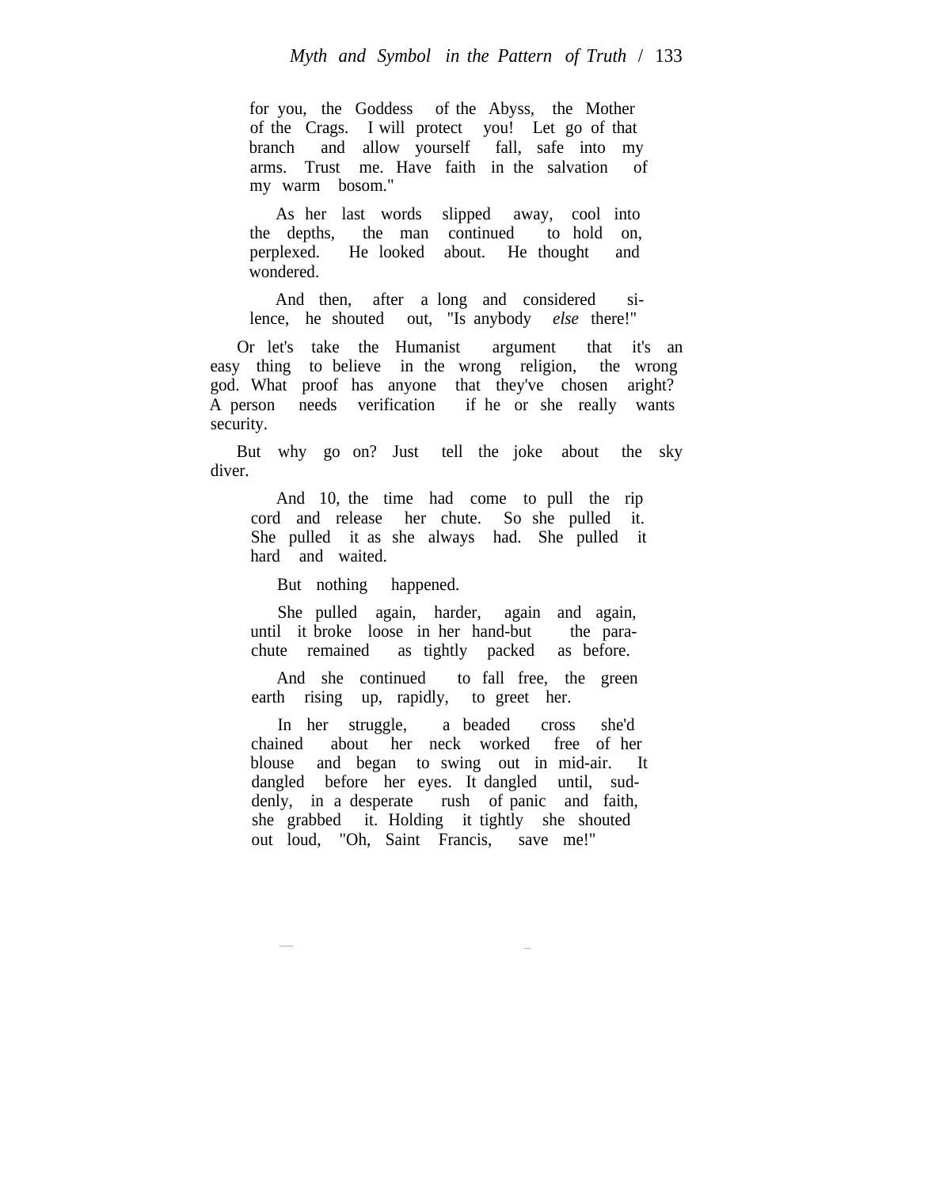> for you, the Goddess of the Abyss, the Mother of the Crags. I will protect you! Let go of that branch and allow yourself fall, safe into my arms. Trust me. Have faith in the salvation of my warm bosom."
>
> As her last words slipped away, cool into the depths, the man continued to hold on, perplexed. He looked about. He thought and wondered.
>
> And then, after a long and considered silence, he shouted out, "Is anybody *else* there!"

Or let's take the Humanist argument that it's an easy thing to believe in the wrong religion, the wrong god. What proof has anyone that they've chosen aright? A person needs verification if he or she really wants security.

But why go on? Just tell the joke about the sky diver.

> And 10, the time had come to pull the rip cord and release her chute. So she pulled it. She pulled it as she always had. She pulled it hard and waited.
>
> But nothing happened.
>
> She pulled again, harder, again and again, until it broke loose in her hand-but the parachute remained as tightly packed as before.
>
> And she continued to fall free, the green earth rising up, rapidly, to greet her.
>
> In her struggle, a beaded cross she'd chained about her neck worked free of her blouse and began to swing out in mid-air. It dangled before her eyes. It dangled until, suddenly, in a desperate rush of panic and faith, she grabbed it. Holding it tightly she shouted out loud, "Oh, Saint Francis, save me!"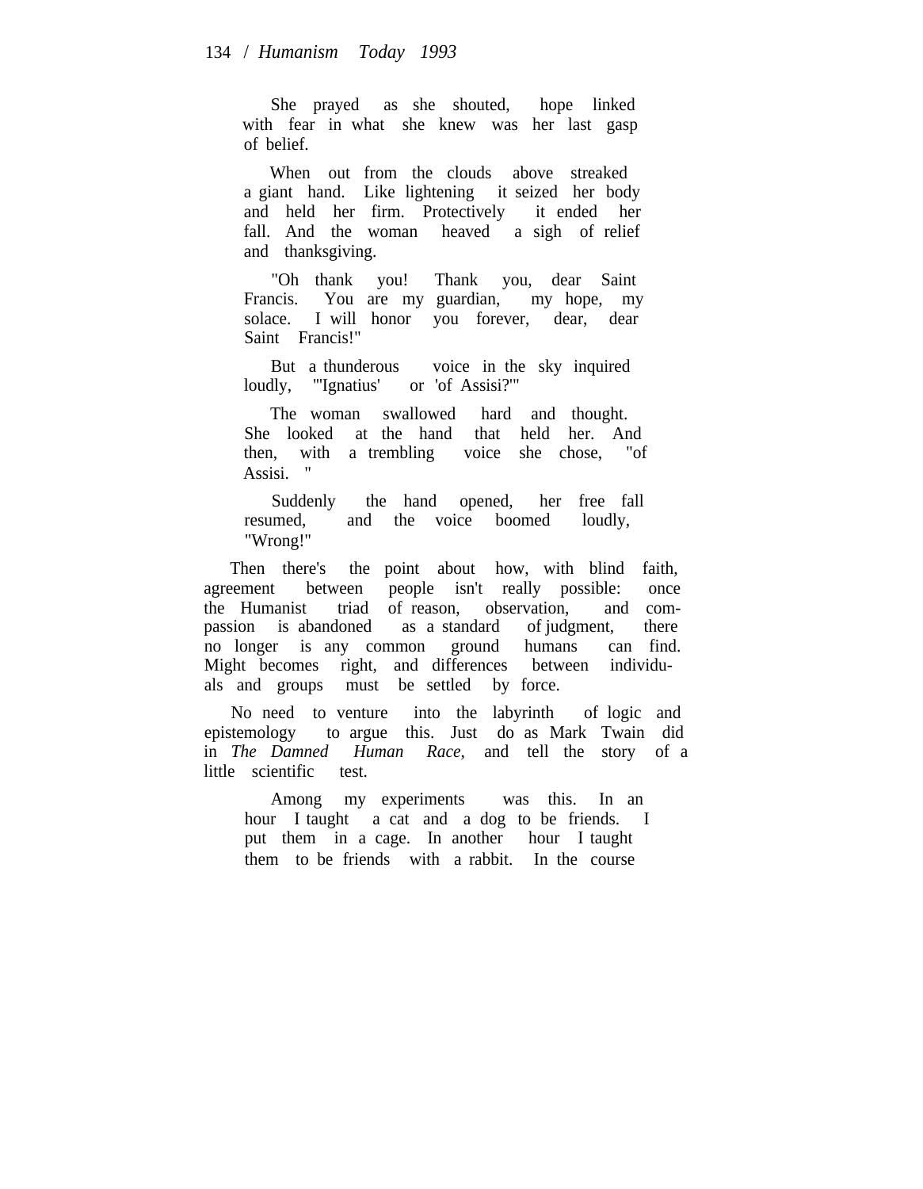> She prayed as she shouted, hope linked with fear in what she knew was her last gasp of belief.
>
> When out from the clouds above streaked a giant hand. Like lightening it seized her body and held her firm. Protectively it ended her fall. And the woman heaved a sigh of relief and thanksgiving.
>
> "Oh thank you! Thank you, dear Saint Francis. You are my guardian, my hope, my solace. I will honor you forever, dear, dear Saint Francis!"
>
> But a thunderous voice in the sky inquired loudly, "'Ignatius' or 'of Assisi?'"
>
> The woman swallowed hard and thought. She looked at the hand that held her. And then, with a trembling voice she chose, "of Assisi. "
>
> Suddenly the hand opened, her free fall resumed, and the voice boomed loudly, "Wrong!"

Then there's the point about how, with blind faith, agreement between people isn't really possible: once the Humanist triad of reason, observation, and compassion is abandoned as a standard of judgment, there no longer is any common ground humans can find. Might becomes right, and differences between individuals and groups must be settled by force.

No need to venture into the labyrinth of logic and epistemology to argue this. Just do as Mark Twain did in *The Damned Human Race,* and tell the story of a little scientific test.

> Among my experiments was this. In an hour I taught a cat and a dog to be friends. I put them in a cage. In another hour I taught them to be friends with a rabbit. In the course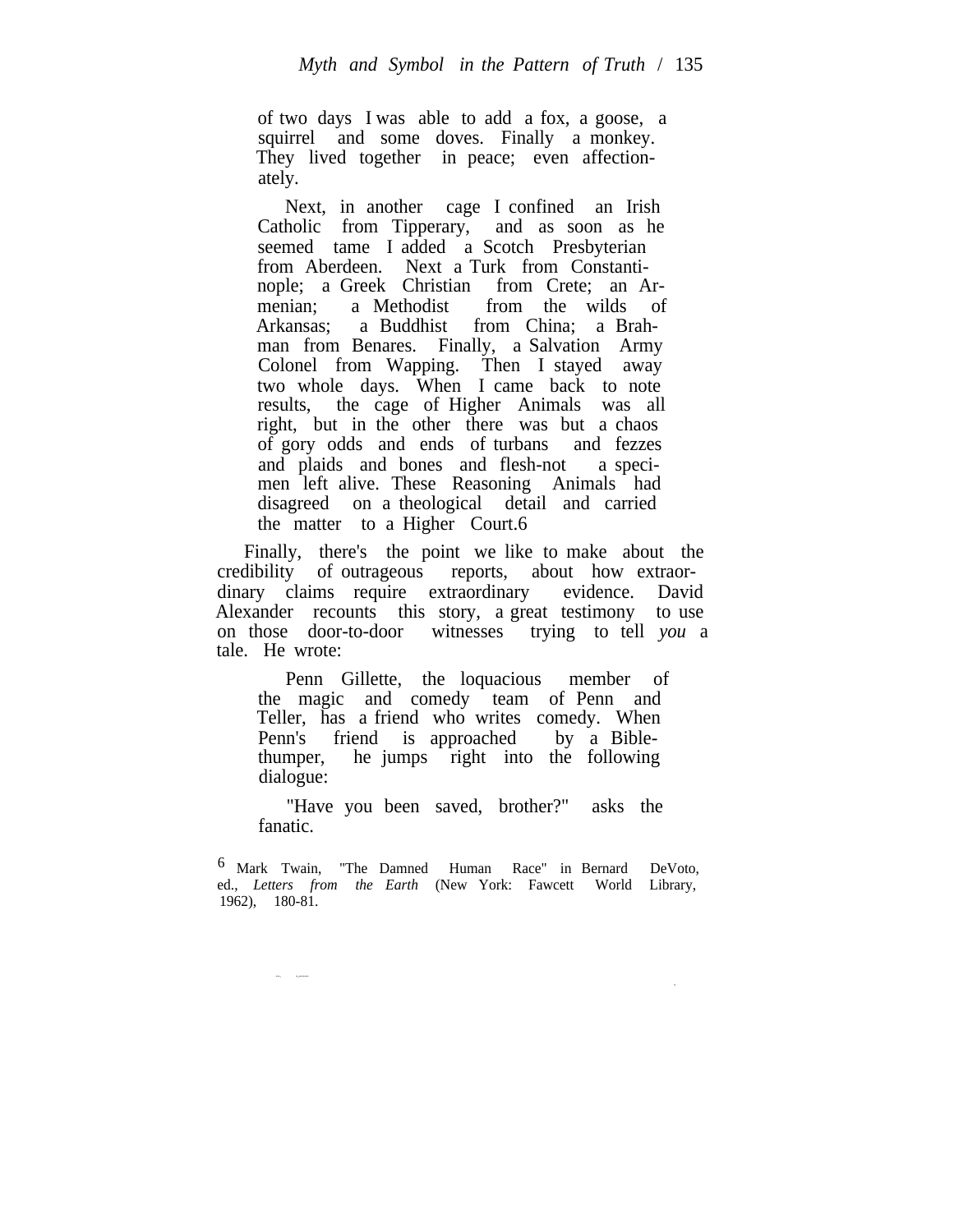> of two days I was able to add a fox, a goose, a squirrel and some doves. Finally a monkey. They lived together in peace; even affectionately.
>
> Next, in another cage I confined an Irish Catholic from Tipperary, and as soon as he seemed tame I added a Scotch Presbyterian from Aberdeen. Next a Turk from Constantinople; a Greek Christian from Crete; an Armenian; a Methodist from the wilds of Arkansas; a Buddhist from China; a Brahman from Benares. Finally, a Salvation Army Colonel from Wapping. Then I stayed away two whole days. When I came back to note results, the cage of Higher Animals was all right, but in the other there was but a chaos of gory odds and ends of turbans and fezzes and plaids and bones and flesh-not a specimen left alive. These Reasoning Animals had disagreed on a theological detail and carried the matter to a Higher Court.[6]

Finally, there's the point we like to make about the credibility of outrageous reports, about how extraordinary claims require extraordinary evidence. David Alexander recounts this story, a great testimony to use on those door-to-door witnesses trying to tell *you* a tale. He wrote:

> Penn Gillette, the loquacious member of the magic and comedy team of Penn and Teller, has a friend who writes comedy. When Penn's friend is approached by a Bible-thumper, he jumps right into the following dialogue:
>
> "Have you been saved, brother?" asks the fanatic.

[6] Mark Twain, "The Damned Human Race" in Bernard DeVoto, ed., *Letters from the Earth* (New York: Fawcett World Library, 1962), 180-81.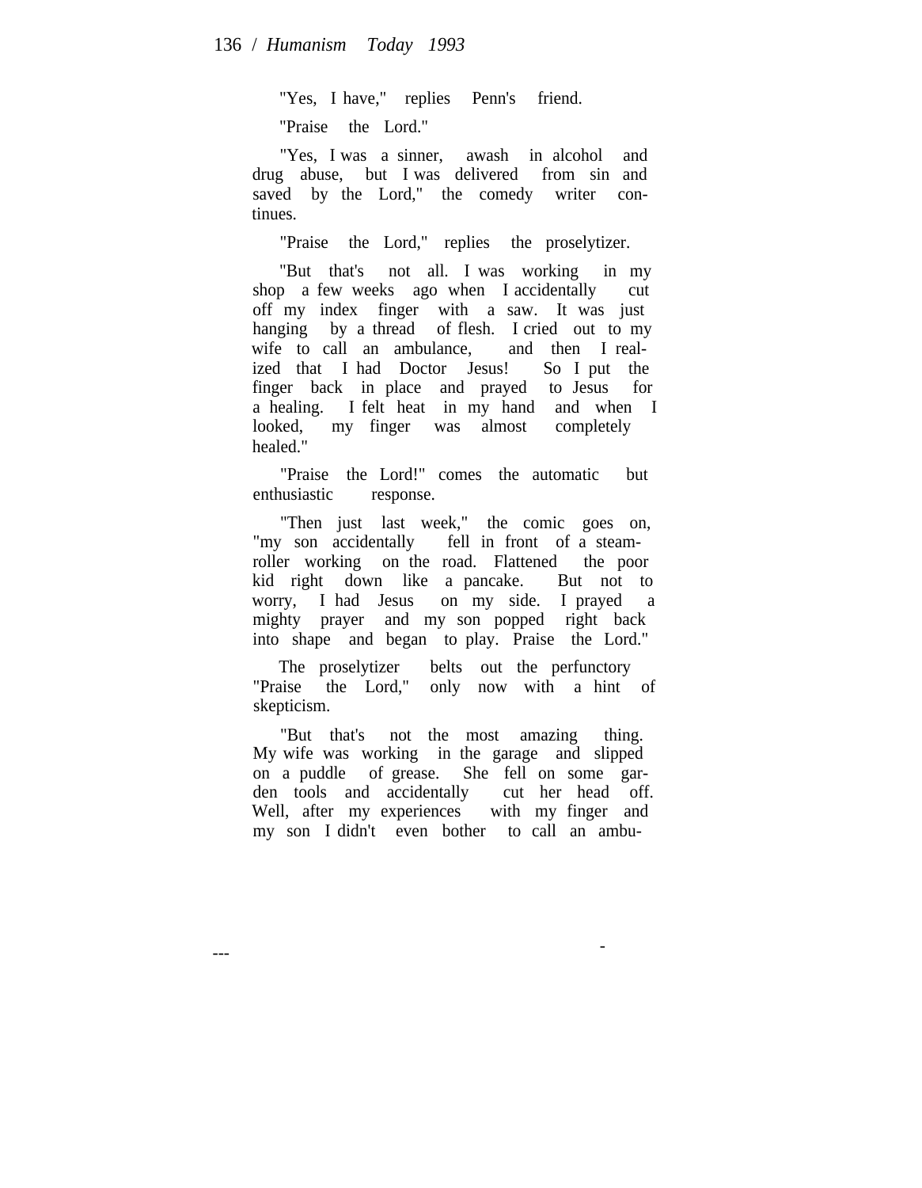"Yes, I have," replies Penn's friend.

"Praise the Lord."

"Yes, I was a sinner, awash in alcohol and drug abuse, but I was delivered from sin and saved by the Lord," the comedy writer continues.

"Praise the Lord," replies the proselytizer.

"But that's not all. I was working in my shop a few weeks ago when I accidentally cut off my index finger with a saw. It was just hanging by a thread of flesh. I cried out to my wife to call an ambulance, and then I realized that I had Doctor Jesus! So I put the finger back in place and prayed to Jesus for a healing. I felt heat in my hand and when I looked, my finger was almost completely healed."

"Praise the Lord!" comes the automatic but enthusiastic response.

"Then just last week," the comic goes on, "my son accidentally fell in front of a steamroller working on the road. Flattened the poor kid right down like a pancake. But not to worry, I had Jesus on my side. I prayed a mighty prayer and my son popped right back into shape and began to play. Praise the Lord."

The proselytizer belts out the perfunctory "Praise the Lord," only now with a hint of skepticism.

"But that's not the most amazing thing. My wife was working in the garage and slipped on a puddle of grease. She fell on some garden tools and accidentally cut her head off. Well, after my experiences with my finger and my son I didn't even bother to call an ambu-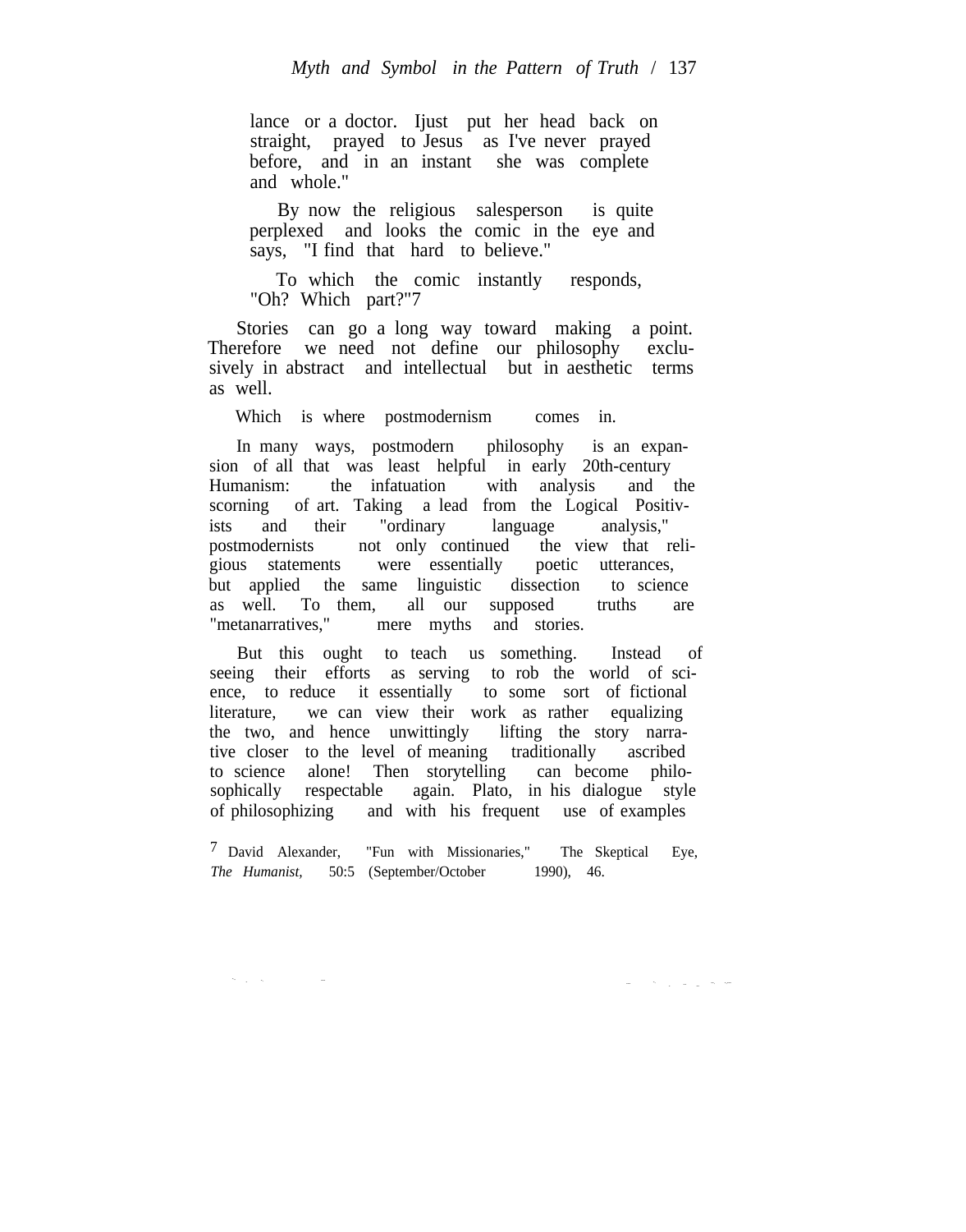lance or a doctor. Ijust put her head back on straight, prayed to Jesus as I've never prayed before, and in an instant she was complete and whole."

By now the religious salesperson is quite perplexed and looks the comic in the eye and says, "I find that hard to believe."

To which the comic instantly responds, "Oh? Which part?"[7]

Stories can go a long way toward making a point. Therefore we need not define our philosophy exclusively in abstract and intellectual but in aesthetic terms as well.

Which is where postmodernism comes in.

In many ways, postmodern philosophy is an expansion of all that was least helpful in early 20th-century Humanism: the infatuation with analysis and the scorning of art. Taking a lead from the Logical Positivists and their "ordinary language analysis," postmodernists not only continued the view that religious statements were essentially poetic utterances, but applied the same linguistic dissection to science as well. To them, all our supposed truths are "metanarratives," mere myths and stories.

But this ought to teach us something. Instead of seeing their efforts as serving to rob the world of science, to reduce it essentially to some sort of fictional literature, we can view their work as rather equalizing the two, and hence unwittingly lifting the story narrative closer to the level of meaning traditionally ascribed to science alone! Then storytelling can become philosophically respectable again. Plato, in his dialogue style of philosophizing and with his frequent use of examples

[7] David Alexander, "Fun with Missionaries," The Skeptical Eye, *The Humanist,* 50:5 (September/October 1990), 46.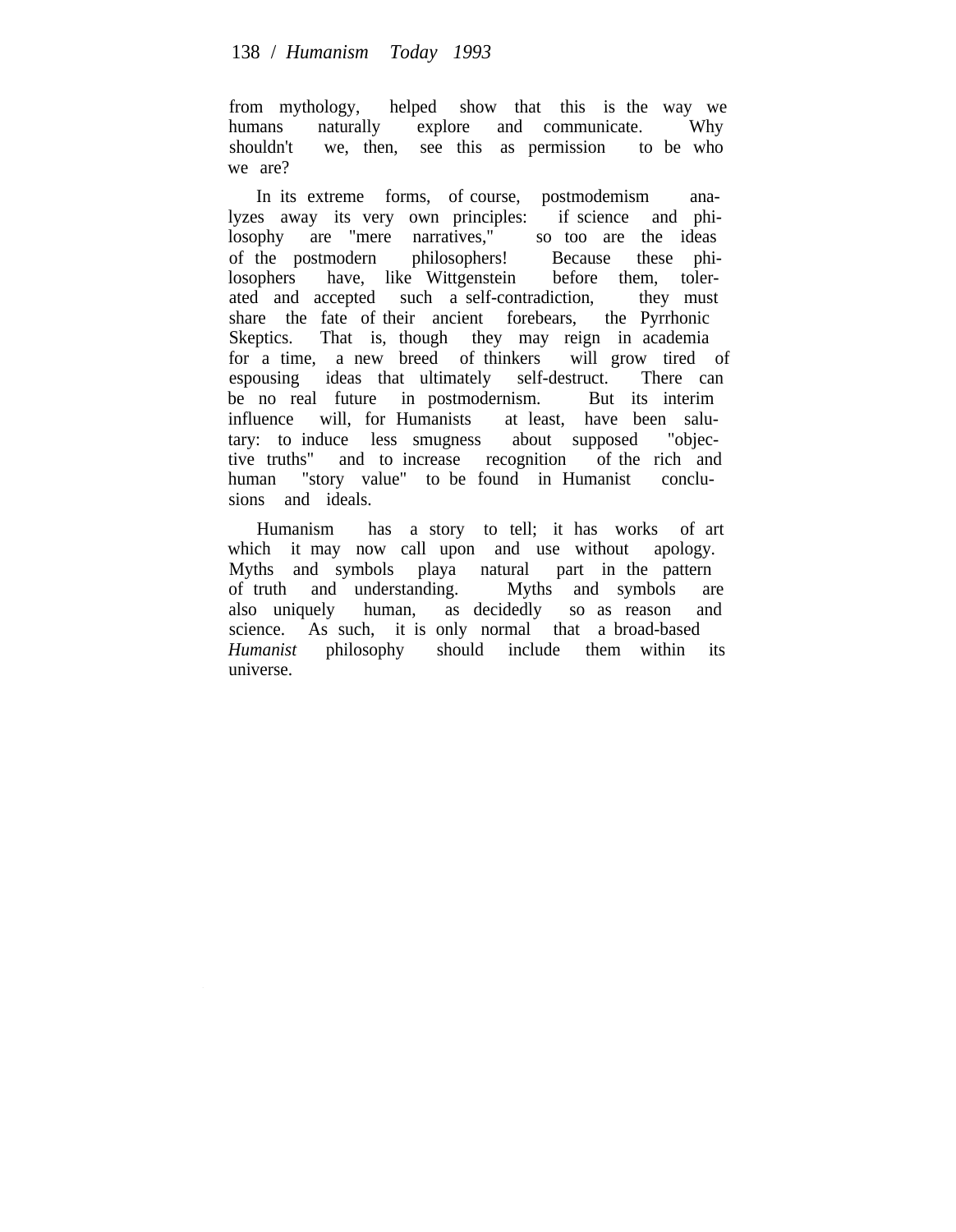from mythology, helped show that this is the way we humans naturally explore and communicate. Why shouldn't we, then, see this as permission to be who we are?

In its extreme forms, of course, postmodemism analyzes away its very own principles: if science and philosophy are "mere narratives," so too are the ideas of the postmodern philosophers! Because these philosophers have, like Wittgenstein before them, tolerated and accepted such a self-contradiction, they must share the fate of their ancient forebears, the Pyrrhonic Skeptics. That is, though they may reign in academia for a time, a new breed of thinkers will grow tired of espousing ideas that ultimately self-destruct. There can be no real future in postmodernism. But its interim influence will, for Humanists at least, have been salutary: to induce less smugness about supposed "objective truths" and to increase recognition of the rich and human "story value" to be found in Humanist conclusions and ideals.

Humanism has a story to tell; it has works of art which it may now call upon and use without apology. Myths and symbols playa natural part in the pattern of truth and understanding. Myths and symbols are also uniquely human, as decidedly so as reason and science. As such, it is only normal that a broad-based *Humanist* philosophy should include them within its universe.